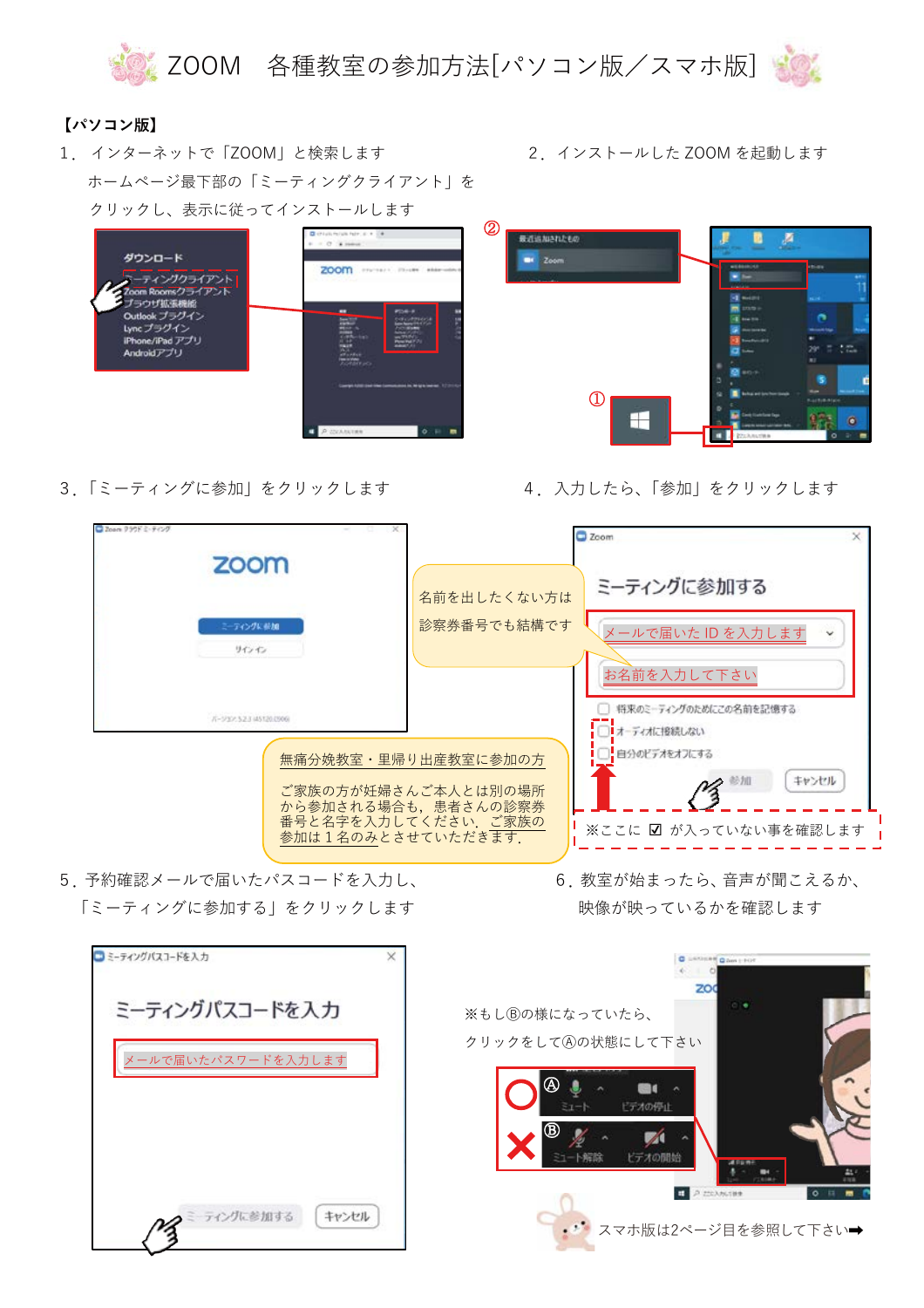# ZOOM　各種教室の参加方法[パソコン版／スマホ版]

**【パソコン版】**

1．インターネットで「ZOOM」と検索します
ホームページ最下部の「ミーティングクライアント」をクリックし、表示に従ってインストールします

ダウンロード
ミーティングクライアント
Zoom Roomsクライアント
ブラウザ拡張機能
Outlook プラグイン
Lync プラグイン
iPhone/iPad アプリ
Androidアプリ

2．インストールした ZOOM を起動します

② 最近追加されたもの Zoom

①

3．「ミーティングに参加」をクリックします

zoom
ミーティングに参加
サインイン

名前を出したくない方は診察券番号でも結構です

4．入力したら、「参加」をクリックします

ミーティングに参加する
メールで届いた ID を入力します
お名前を入力して下さい
将来のミーティングのためにこの名前を記憶する
オーディオに接続しない
自分のビデオをオフにする
参加　キャンセル

※ここに ☑ が入っていない事を確認します

無痛分娩教室・里帰り出産教室に参加の方

ご家族の方が妊婦さんご本人とは別の場所から参加される場合も，患者さんの診察券番号と名字を入力してください．ご家族の参加は１名のみとさせていただきます．

5．予約確認メールで届いたパスコードを入力し、「ミーティングに参加する」をクリックします

ミーティングパスコードを入力
メールで届いたパスワードを入力します
ミーティングに参加する　キャンセル

6．教室が始まったら、音声が聞こえるか、映像が映っているかを確認します

※もしⒷの様になっていたら、クリックをしてⒶの状態にして下さい

○ Ⓐ ミュート　ビデオの停止
✕ Ⓑ ミュート解除　ビデオの開始

スマホ版は2ページ目を参照して下さい➡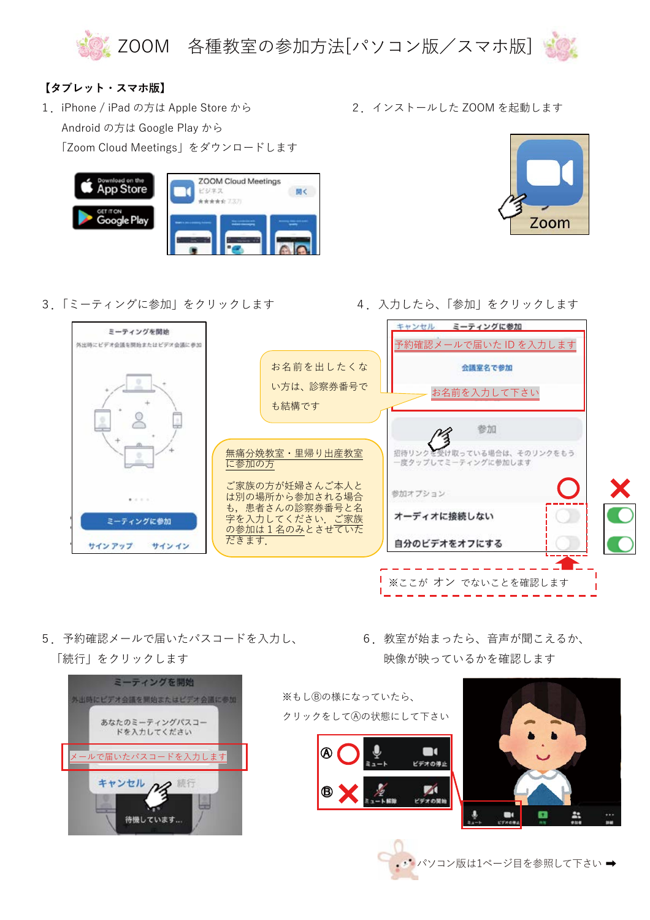# ZOOM　各種教室の参加方法[パソコン版／スマホ版]

**【タブレット・スマホ版】**

1．iPhone / iPad の方は Apple Store から
Android の方は Google Play から
「Zoom Cloud Meetings」をダウンロードします

2．インストールした ZOOM を起動します

3．「ミーティングに参加」をクリックします

4．入力したら、「参加」をクリックします

予約確認メールで届いた ID を入力します

お名前を入力して下さい

お名前を出したくない方は、診察券番号でも結構です

無痛分娩教室・里帰り出産教室に参加の方

ご家族の方が妊婦さんご本人とは別の場所から参加される場合も、患者さんの診察券番号と名字を入力してください。ご家族の参加は１名のみとさせていただきます。

※ここが オン でないことを確認します

5．予約確認メールで届いたパスコードを入力し、「続行」をクリックします

メールで届いたパスコードを入力します

6．教室が始まったら、音声が聞こえるか、映像が映っているかを確認します

※もしⒷの様になっていたら、クリックをしてⒶの状態にして下さい

パソコン版は1ページ目を参照して下さい ➡